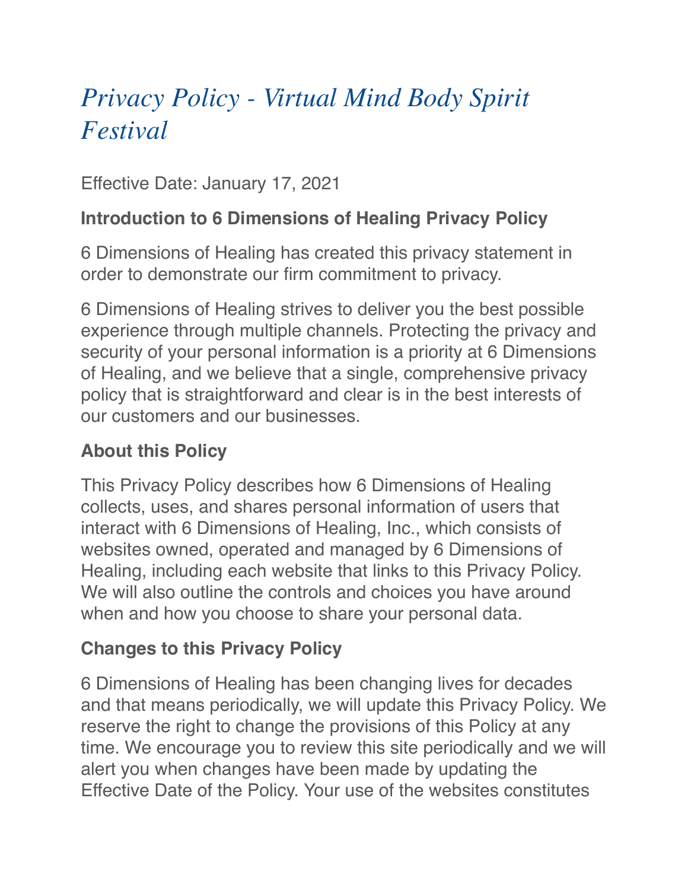# *Privacy Policy - Virtual Mind Body Spirit Festival*

Effective Date: January 17, 2021

### Introduction to 6 Dimensions of Healing Privacy Policy

6 Dimensions of Healing has created this privacy statement in order to demonstrate our firm commitment to privacy.

6 Dimensions of Healing strives to deliver you the best possible experience through multiple channels. Protecting the privacy and security of your personal information is a priority at 6 Dimensions of Healing, and we believe that a single, comprehensive privacy policy that is straightforward and clear is in the best interests of our customers and our businesses.

### About this Policy

This Privacy Policy describes how 6 Dimensions of Healing collects, uses, and shares personal information of users that interact with 6 Dimensions of Healing, Inc., which consists of websites owned, operated and managed by 6 Dimensions of Healing, including each website that links to this Privacy Policy. We will also outline the controls and choices you have around when and how you choose to share your personal data.

### Changes to this Privacy Policy

6 Dimensions of Healing has been changing lives for decades and that means periodically, we will update this Privacy Policy. We reserve the right to change the provisions of this Policy at any time. We encourage you to review this site periodically and we will alert you when changes have been made by updating the Effective Date of the Policy. Your use of the websites constitutes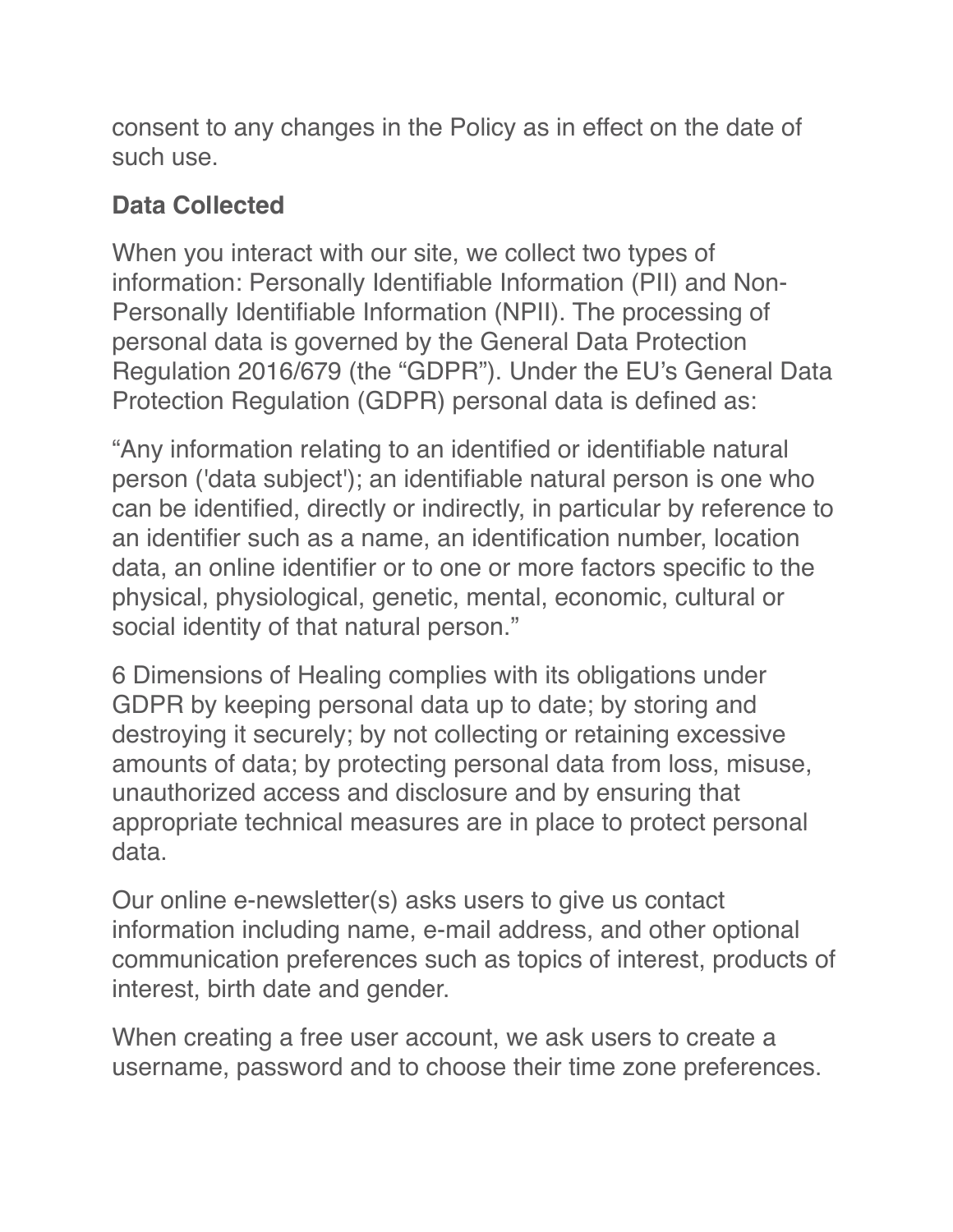consent to any changes in the Policy as in effect on the date of such use.

### Data Collected

When you interact with our site, we collect two types of information: Personally Identifiable Information (PII) and Non-Personally Identifiable Information (NPII). The processing of personal data is governed by the General Data Protection Regulation 2016/679 (the "GDPR"). Under the EU's General Data Protection Regulation (GDPR) personal data is defined as:

"Any information relating to an identified or identifiable natural person ('data subject'); an identifiable natural person is one who can be identified, directly or indirectly, in particular by reference to an identifier such as a name, an identification number, location data, an online identifier or to one or more factors specific to the physical, physiological, genetic, mental, economic, cultural or social identity of that natural person."

6 Dimensions of Healing complies with its obligations under GDPR by keeping personal data up to date; by storing and destroying it securely; by not collecting or retaining excessive amounts of data; by protecting personal data from loss, misuse, unauthorized access and disclosure and by ensuring that appropriate technical measures are in place to protect personal data.

Our online e-newsletter(s) asks users to give us contact information including name, e-mail address, and other optional communication preferences such as topics of interest, products of interest, birth date and gender.

When creating a free user account, we ask users to create a username, password and to choose their time zone preferences.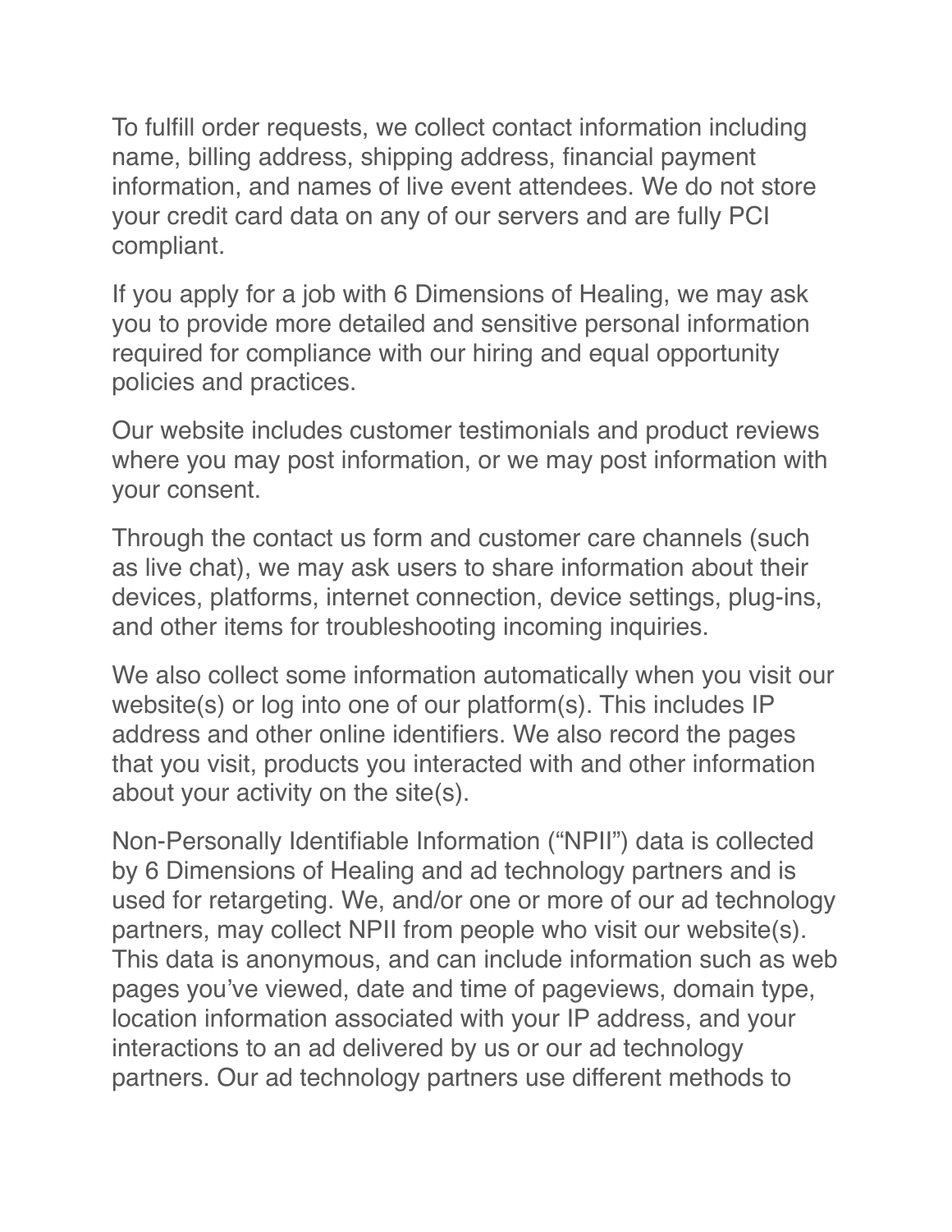To fulfill order requests, we collect contact information including name, billing address, shipping address, financial payment information, and names of live event attendees. We do not store your credit card data on any of our servers and are fully PCI compliant.

If you apply for a job with 6 Dimensions of Healing, we may ask you to provide more detailed and sensitive personal information required for compliance with our hiring and equal opportunity policies and practices.

Our website includes customer testimonials and product reviews where you may post information, or we may post information with your consent.

Through the contact us form and customer care channels (such as live chat), we may ask users to share information about their devices, platforms, internet connection, device settings, plug-ins, and other items for troubleshooting incoming inquiries.

We also collect some information automatically when you visit our website(s) or log into one of our platform(s). This includes IP address and other online identifiers. We also record the pages that you visit, products you interacted with and other information about your activity on the site(s).

Non-Personally Identifiable Information ("NPII") data is collected by 6 Dimensions of Healing and ad technology partners and is used for retargeting. We, and/or one or more of our ad technology partners, may collect NPII from people who visit our website(s). This data is anonymous, and can include information such as web pages you've viewed, date and time of pageviews, domain type, location information associated with your IP address, and your interactions to an ad delivered by us or our ad technology partners. Our ad technology partners use different methods to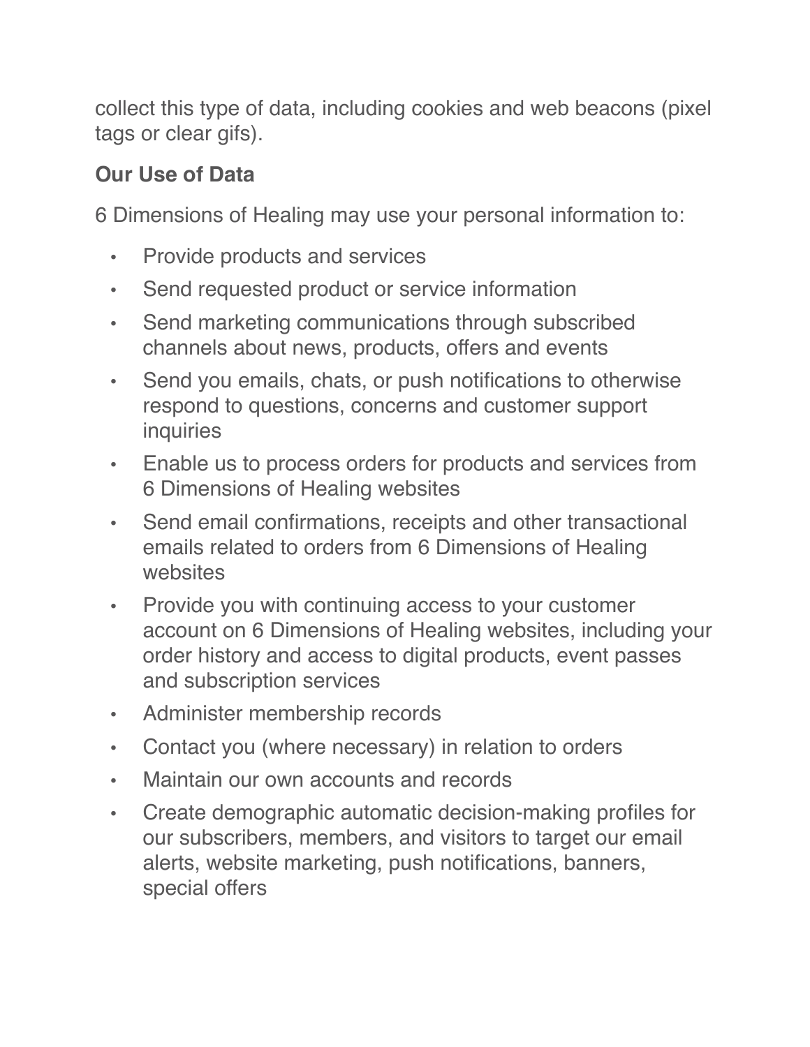collect this type of data, including cookies and web beacons (pixel tags or clear gifs).

**Our Use of Data**

6 Dimensions of Healing may use your personal information to:

- Provide products and services
- Send requested product or service information
- Send marketing communications through subscribed channels about news, products, offers and events
- Send you emails, chats, or push notifications to otherwise respond to questions, concerns and customer support inquiries
- Enable us to process orders for products and services from 6 Dimensions of Healing websites
- Send email confirmations, receipts and other transactional emails related to orders from 6 Dimensions of Healing websites
- Provide you with continuing access to your customer account on 6 Dimensions of Healing websites, including your order history and access to digital products, event passes and subscription services
- Administer membership records
- Contact you (where necessary) in relation to orders
- Maintain our own accounts and records
- Create demographic automatic decision-making profiles for our subscribers, members, and visitors to target our email alerts, website marketing, push notifications, banners, special offers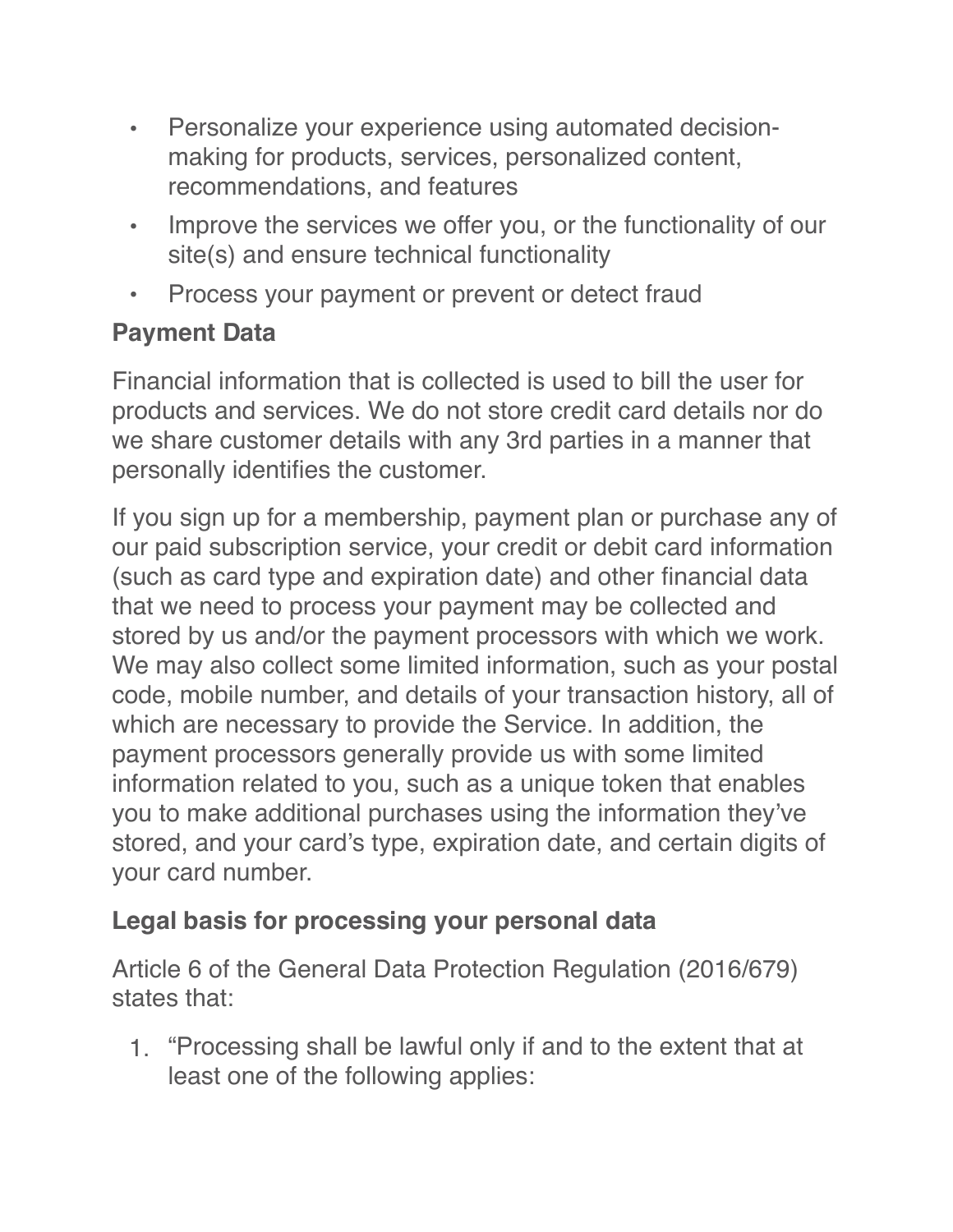- Personalize your experience using automated decision-making for products, services, personalized content, recommendations, and features
- Improve the services we offer you, or the functionality of our site(s) and ensure technical functionality
- Process your payment or prevent or detect fraud

### Payment Data

Financial information that is collected is used to bill the user for products and services. We do not store credit card details nor do we share customer details with any 3rd parties in a manner that personally identifies the customer.

If you sign up for a membership, payment plan or purchase any of our paid subscription service, your credit or debit card information (such as card type and expiration date) and other financial data that we need to process your payment may be collected and stored by us and/or the payment processors with which we work. We may also collect some limited information, such as your postal code, mobile number, and details of your transaction history, all of which are necessary to provide the Service. In addition, the payment processors generally provide us with some limited information related to you, such as a unique token that enables you to make additional purchases using the information they've stored, and your card's type, expiration date, and certain digits of your card number.

### Legal basis for processing your personal data

Article 6 of the General Data Protection Regulation (2016/679) states that:

1. "Processing shall be lawful only if and to the extent that at least one of the following applies: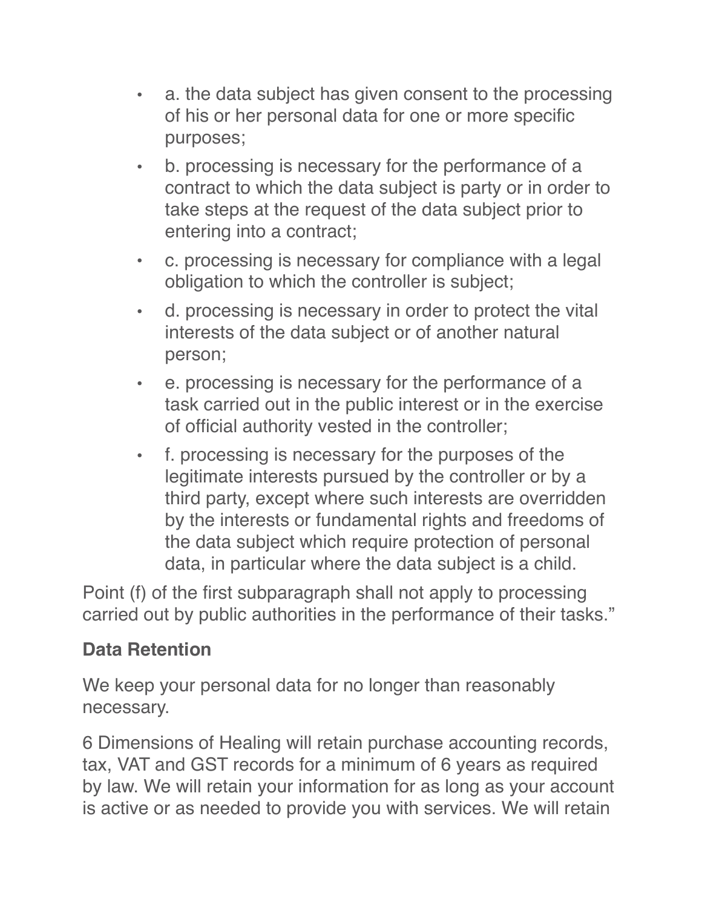- a. the data subject has given consent to the processing of his or her personal data for one or more specific purposes;
- b. processing is necessary for the performance of a contract to which the data subject is party or in order to take steps at the request of the data subject prior to entering into a contract;
- c. processing is necessary for compliance with a legal obligation to which the controller is subject;
- d. processing is necessary in order to protect the vital interests of the data subject or of another natural person;
- e. processing is necessary for the performance of a task carried out in the public interest or in the exercise of official authority vested in the controller;
- f. processing is necessary for the purposes of the legitimate interests pursued by the controller or by a third party, except where such interests are overridden by the interests or fundamental rights and freedoms of the data subject which require protection of personal data, in particular where the data subject is a child.

Point (f) of the first subparagraph shall not apply to processing carried out by public authorities in the performance of their tasks."

**Data Retention**

We keep your personal data for no longer than reasonably necessary.

6 Dimensions of Healing will retain purchase accounting records, tax, VAT and GST records for a minimum of 6 years as required by law. We will retain your information for as long as your account is active or as needed to provide you with services. We will retain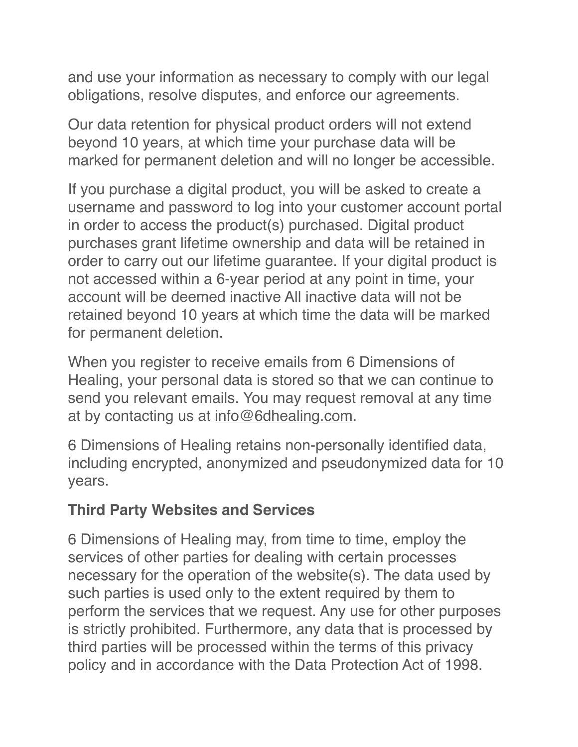and use your information as necessary to comply with our legal obligations, resolve disputes, and enforce our agreements.

Our data retention for physical product orders will not extend beyond 10 years, at which time your purchase data will be marked for permanent deletion and will no longer be accessible.

If you purchase a digital product, you will be asked to create a username and password to log into your customer account portal in order to access the product(s) purchased. Digital product purchases grant lifetime ownership and data will be retained in order to carry out our lifetime guarantee. If your digital product is not accessed within a 6-year period at any point in time, your account will be deemed inactive All inactive data will not be retained beyond 10 years at which time the data will be marked for permanent deletion.

When you register to receive emails from 6 Dimensions of Healing, your personal data is stored so that we can continue to send you relevant emails. You may request removal at any time at by contacting us at info@6dhealing.com.

6 Dimensions of Healing retains non-personally identified data, including encrypted, anonymized and pseudonymized data for 10 years.

**Third Party Websites and Services**

6 Dimensions of Healing may, from time to time, employ the services of other parties for dealing with certain processes necessary for the operation of the website(s). The data used by such parties is used only to the extent required by them to perform the services that we request. Any use for other purposes is strictly prohibited. Furthermore, any data that is processed by third parties will be processed within the terms of this privacy policy and in accordance with the Data Protection Act of 1998.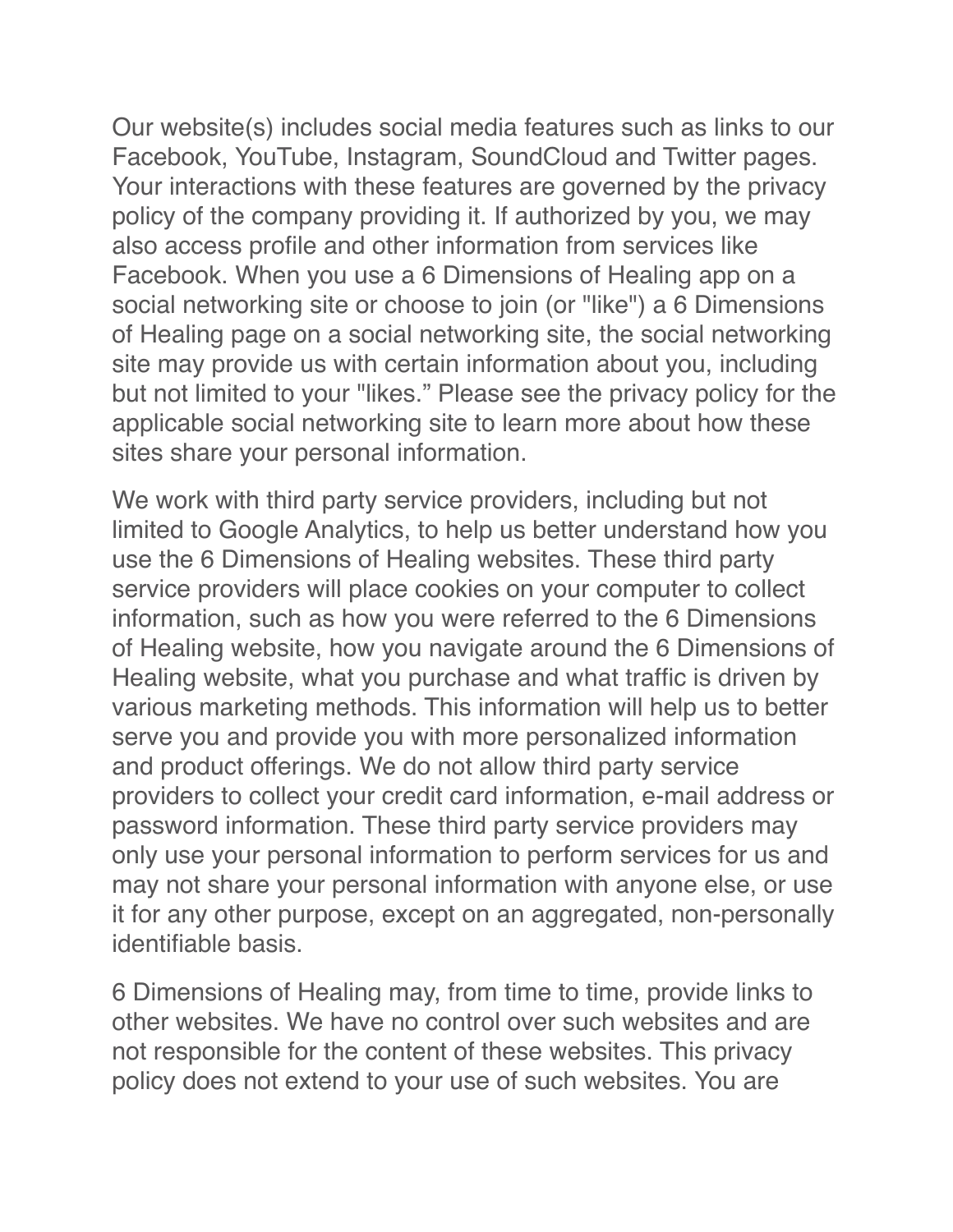Our website(s) includes social media features such as links to our Facebook, YouTube, Instagram, SoundCloud and Twitter pages. Your interactions with these features are governed by the privacy policy of the company providing it. If authorized by you, we may also access profile and other information from services like Facebook. When you use a 6 Dimensions of Healing app on a social networking site or choose to join (or "like") a 6 Dimensions of Healing page on a social networking site, the social networking site may provide us with certain information about you, including but not limited to your "likes." Please see the privacy policy for the applicable social networking site to learn more about how these sites share your personal information.

We work with third party service providers, including but not limited to Google Analytics, to help us better understand how you use the 6 Dimensions of Healing websites. These third party service providers will place cookies on your computer to collect information, such as how you were referred to the 6 Dimensions of Healing website, how you navigate around the 6 Dimensions of Healing website, what you purchase and what traffic is driven by various marketing methods. This information will help us to better serve you and provide you with more personalized information and product offerings. We do not allow third party service providers to collect your credit card information, e-mail address or password information. These third party service providers may only use your personal information to perform services for us and may not share your personal information with anyone else, or use it for any other purpose, except on an aggregated, non-personally identifiable basis.

6 Dimensions of Healing may, from time to time, provide links to other websites. We have no control over such websites and are not responsible for the content of these websites. This privacy policy does not extend to your use of such websites. You are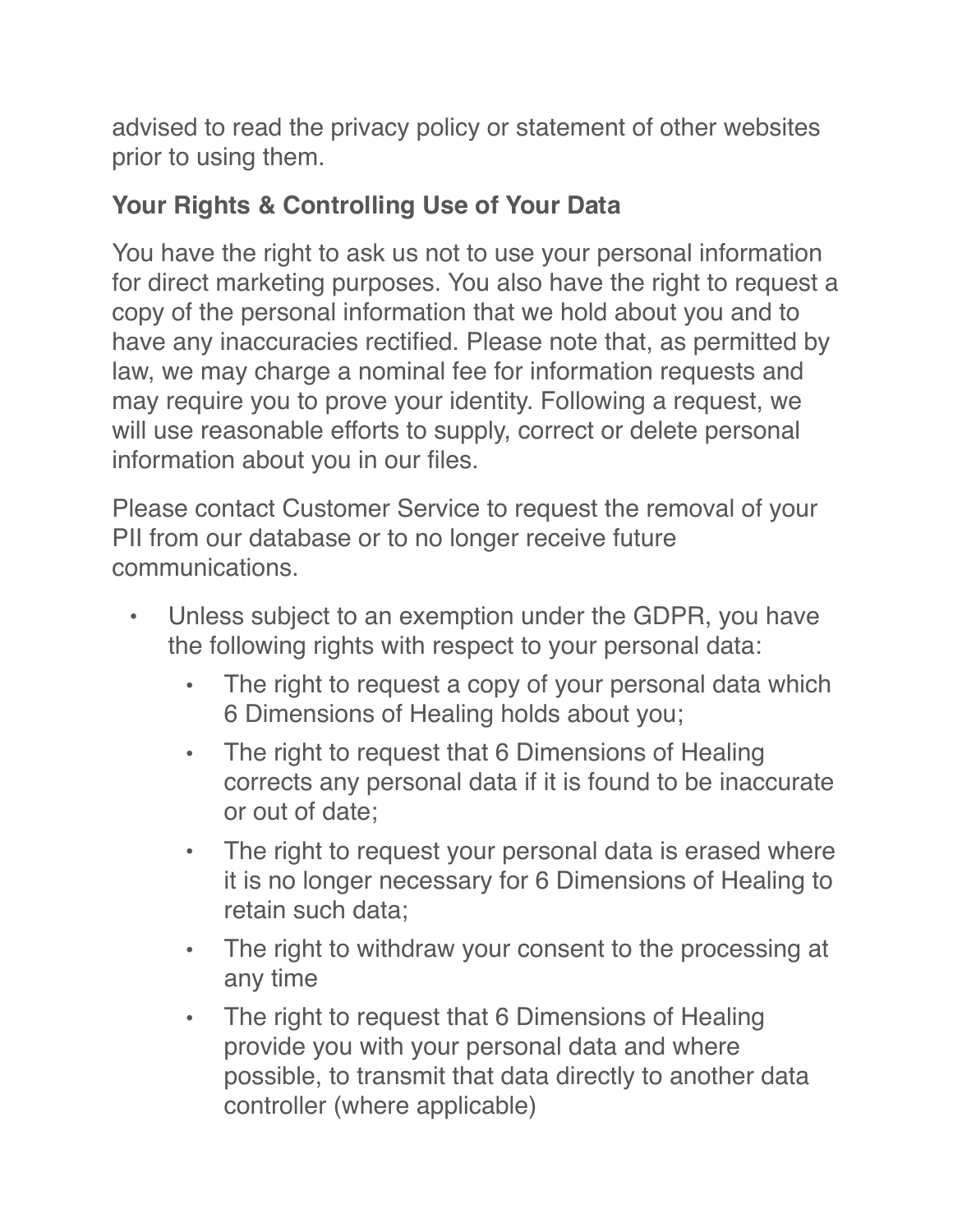advised to read the privacy policy or statement of other websites prior to using them.

**Your Rights & Controlling Use of Your Data**

You have the right to ask us not to use your personal information for direct marketing purposes. You also have the right to request a copy of the personal information that we hold about you and to have any inaccuracies rectified. Please note that, as permitted by law, we may charge a nominal fee for information requests and may require you to prove your identity. Following a request, we will use reasonable efforts to supply, correct or delete personal information about you in our files.

Please contact Customer Service to request the removal of your PII from our database or to no longer receive future communications.

- Unless subject to an exemption under the GDPR, you have the following rights with respect to your personal data:
  - The right to request a copy of your personal data which 6 Dimensions of Healing holds about you;
  - The right to request that 6 Dimensions of Healing corrects any personal data if it is found to be inaccurate or out of date;
  - The right to request your personal data is erased where it is no longer necessary for 6 Dimensions of Healing to retain such data;
  - The right to withdraw your consent to the processing at any time
  - The right to request that 6 Dimensions of Healing provide you with your personal data and where possible, to transmit that data directly to another data controller (where applicable)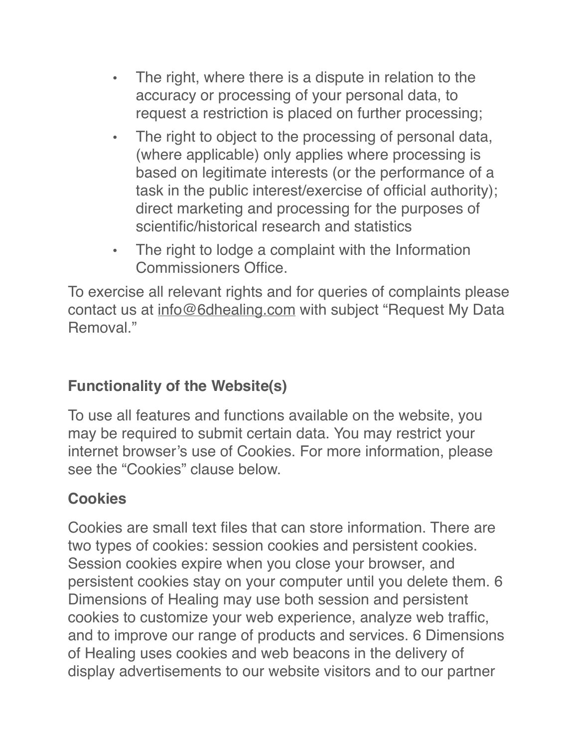- The right, where there is a dispute in relation to the accuracy or processing of your personal data, to request a restriction is placed on further processing;
- The right to object to the processing of personal data, (where applicable) only applies where processing is based on legitimate interests (or the performance of a task in the public interest/exercise of official authority); direct marketing and processing for the purposes of scientific/historical research and statistics
- The right to lodge a complaint with the Information Commissioners Office.

To exercise all relevant rights and for queries of complaints please contact us at info@6dhealing.com with subject "Request My Data Removal."

**Functionality of the Website(s)**

To use all features and functions available on the website, you may be required to submit certain data. You may restrict your internet browser's use of Cookies. For more information, please see the "Cookies" clause below.

**Cookies**

Cookies are small text files that can store information. There are two types of cookies: session cookies and persistent cookies. Session cookies expire when you close your browser, and persistent cookies stay on your computer until you delete them. 6 Dimensions of Healing may use both session and persistent cookies to customize your web experience, analyze web traffic, and to improve our range of products and services. 6 Dimensions of Healing uses cookies and web beacons in the delivery of display advertisements to our website visitors and to our partner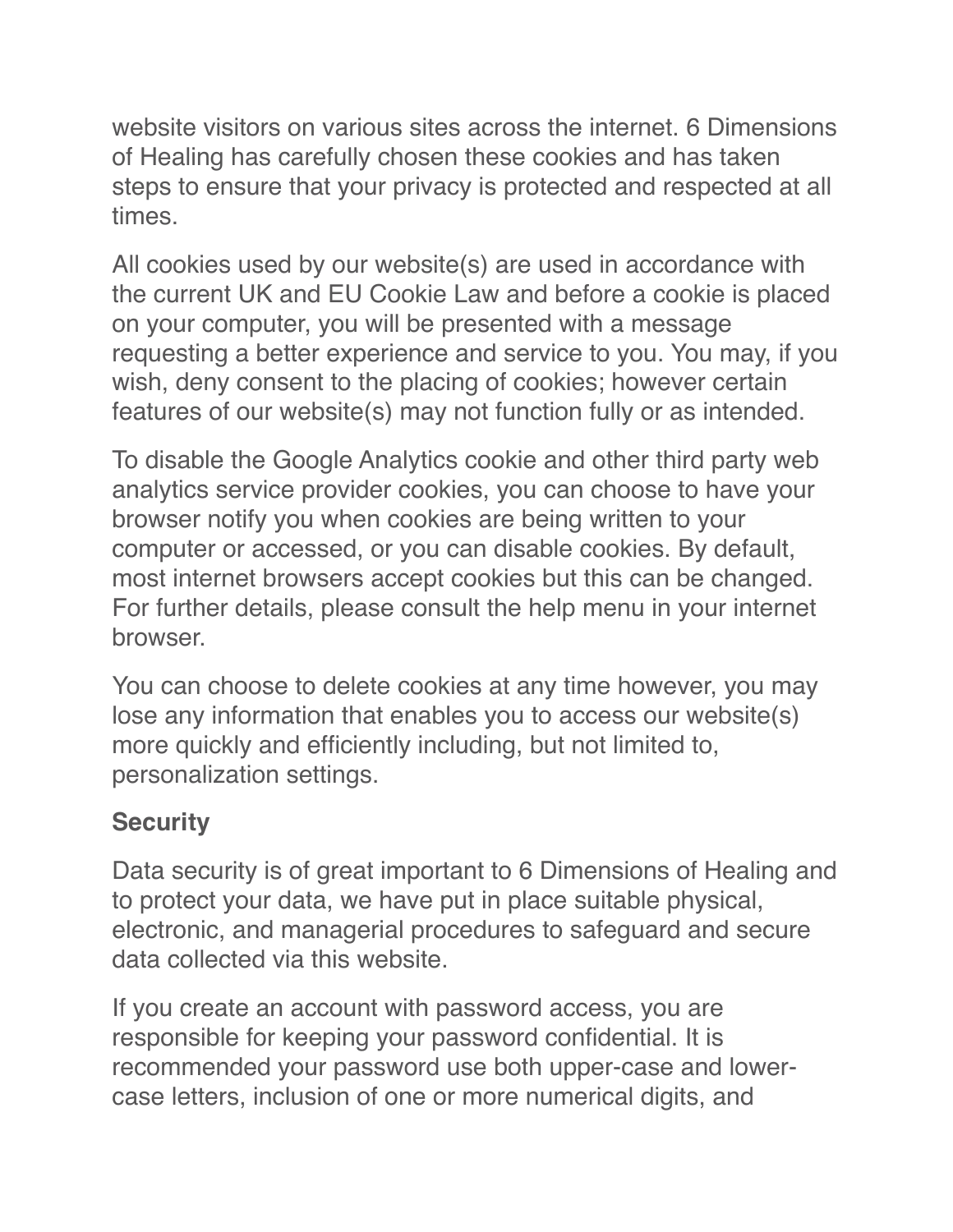website visitors on various sites across the internet. 6 Dimensions of Healing has carefully chosen these cookies and has taken steps to ensure that your privacy is protected and respected at all times.

All cookies used by our website(s) are used in accordance with the current UK and EU Cookie Law and before a cookie is placed on your computer, you will be presented with a message requesting a better experience and service to you. You may, if you wish, deny consent to the placing of cookies; however certain features of our website(s) may not function fully or as intended.

To disable the Google Analytics cookie and other third party web analytics service provider cookies, you can choose to have your browser notify you when cookies are being written to your computer or accessed, or you can disable cookies. By default, most internet browsers accept cookies but this can be changed. For further details, please consult the help menu in your internet browser.

You can choose to delete cookies at any time however, you may lose any information that enables you to access our website(s) more quickly and efficiently including, but not limited to, personalization settings.

**Security**

Data security is of great important to 6 Dimensions of Healing and to protect your data, we have put in place suitable physical, electronic, and managerial procedures to safeguard and secure data collected via this website.

If you create an account with password access, you are responsible for keeping your password confidential. It is recommended your password use both upper-case and lower-case letters, inclusion of one or more numerical digits, and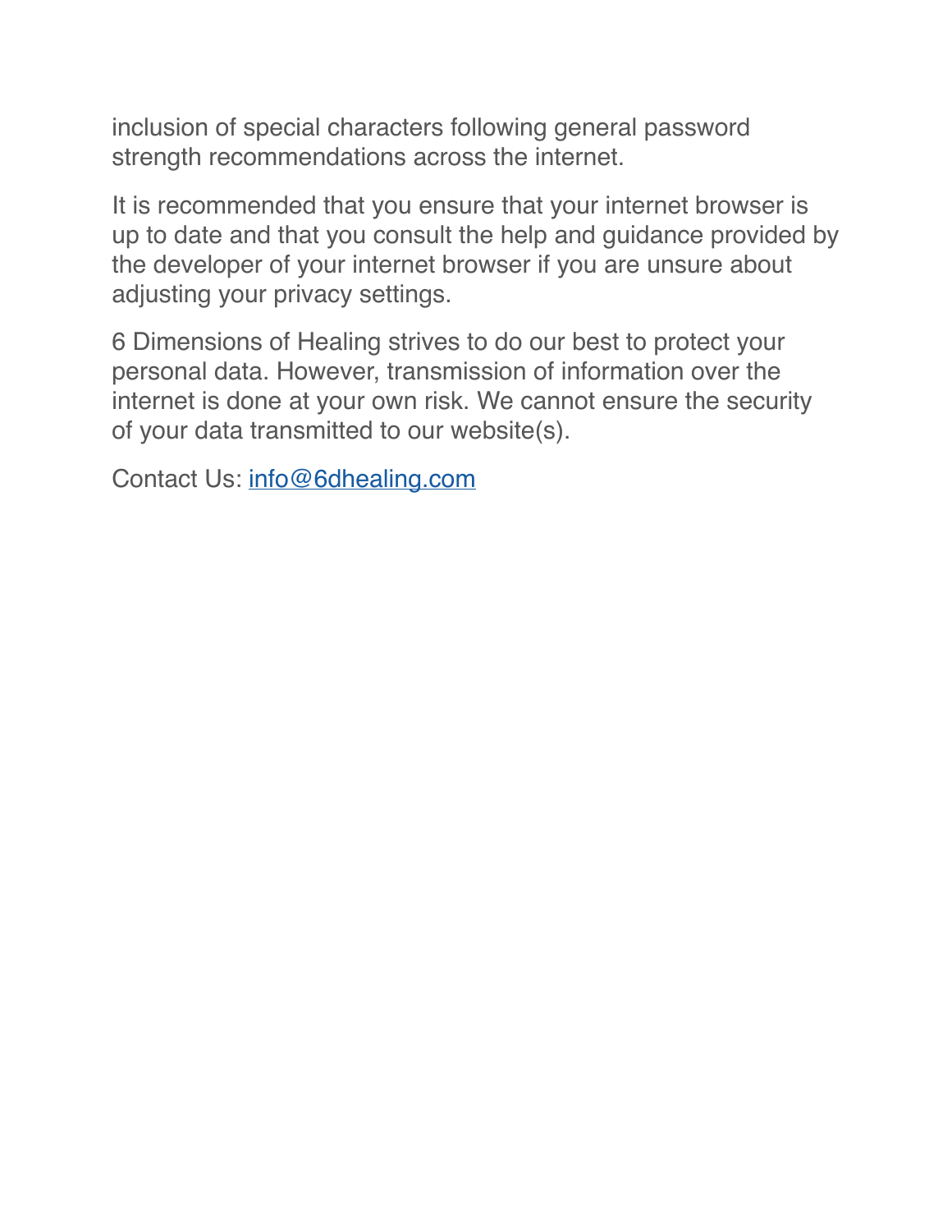inclusion of special characters following general password strength recommendations across the internet.

It is recommended that you ensure that your internet browser is up to date and that you consult the help and guidance provided by the developer of your internet browser if you are unsure about adjusting your privacy settings.

6 Dimensions of Healing strives to do our best to protect your personal data. However, transmission of information over the internet is done at your own risk. We cannot ensure the security of your data transmitted to our website(s).

Contact Us: [info@6dhealing.com](mailto:info@6dhealing.com)